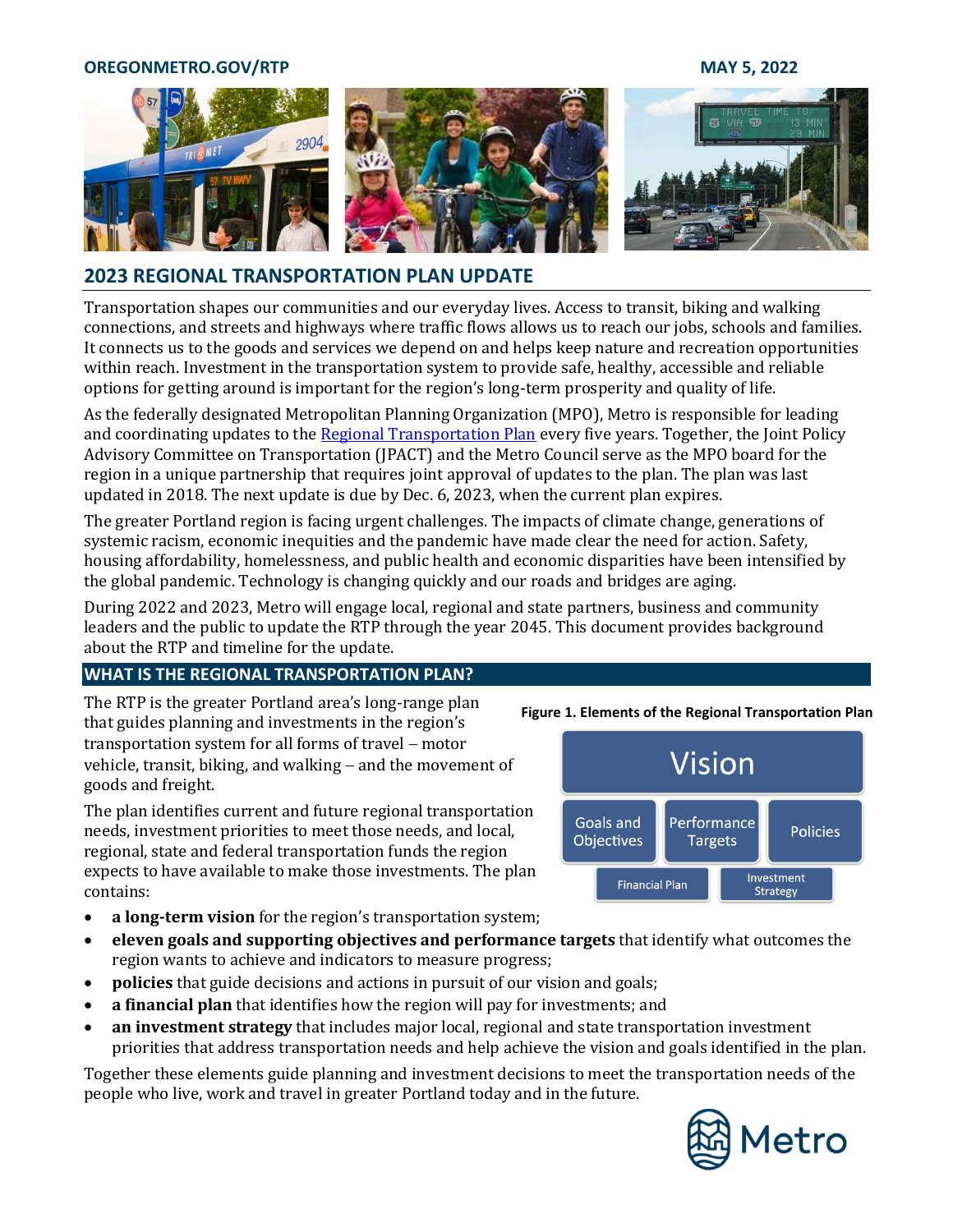OREGONMETRO.GOV/RTP

MAY 5, 2022

# 2023 REGIONAL TRANSPORTATION PLAN UPDATE

Transportation shapes our communities and our everyday lives. Access to transit, biking and walking connections, and streets and highways where traffic flows allows us to reach our jobs, schools and families. It connects us to the goods and services we depend on and helps keep nature and recreation opportunities within reach. Investment in the transportation system to provide safe, healthy, accessible and reliable options for getting around is important for the region's long-term prosperity and quality of life.

As the federally designated Metropolitan Planning Organization (MPO), Metro is responsible for leading and coordinating updates to the Regional Transportation Plan every five years. Together, the Joint Policy Advisory Committee on Transportation (JPACT) and the Metro Council serve as the MPO board for the region in a unique partnership that requires joint approval of updates to the plan. The plan was last updated in 2018. The next update is due by Dec. 6, 2023, when the current plan expires.

The greater Portland region is facing urgent challenges. The impacts of climate change, generations of systemic racism, economic inequities and the pandemic have made clear the need for action. Safety, housing affordability, homelessness, and public health and economic disparities have been intensified by the global pandemic. Technology is changing quickly and our roads and bridges are aging.

During 2022 and 2023, Metro will engage local, regional and state partners, business and community leaders and the public to update the RTP through the year 2045. This document provides background about the RTP and timeline for the update.

## WHAT IS THE REGIONAL TRANSPORTATION PLAN?

The RTP is the greater Portland area's long-range plan that guides planning and investments in the region's transportation system for all forms of travel – motor vehicle, transit, biking, and walking – and the movement of goods and freight.

The plan identifies current and future regional transportation needs, investment priorities to meet those needs, and local, regional, state and federal transportation funds the region expects to have available to make those investments. The plan contains:

- **a long-term vision** for the region's transportation system;
- **eleven goals and supporting objectives and performance targets** that identify what outcomes the region wants to achieve and indicators to measure progress;
- **policies** that guide decisions and actions in pursuit of our vision and goals;
- **a financial plan** that identifies how the region will pay for investments; and
- **an investment strategy** that includes major local, regional and state transportation investment priorities that address transportation needs and help achieve the vision and goals identified in the plan.

**Figure 1. Elements of the Regional Transportation Plan**

Vision

Goals and Objectives

Performance Targets

Policies

Financial Plan

Investment Strategy

Together these elements guide planning and investment decisions to meet the transportation needs of the people who live, work and travel in greater Portland today and in the future.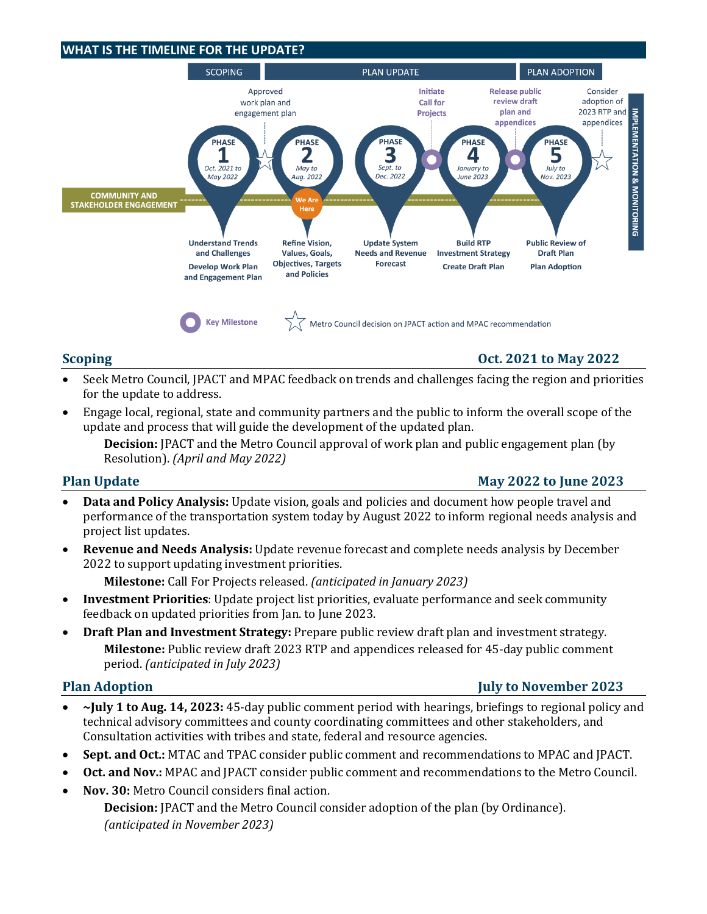## WHAT IS THE TIMELINE FOR THE UPDATE?

SCOPING

PLAN UPDATE

PLAN ADOPTION

Approved work plan and engagement plan

Initiate Call for Projects

Release public review draft plan and appendices

Consider adoption of 2023 RTP and appendices

PHASE 1 Oct. 2021 to May 2022

PHASE 2 May to Aug. 2022

PHASE 3 Sept. to Dec. 2022

PHASE 4 January to June 2023

PHASE 5 July to Nov. 2023

IMPLEMENTATION & MONITORING

COMMUNITY AND STAKEHOLDER ENGAGEMENT

We Are Here

Understand Trends and Challenges

Develop Work Plan and Engagement Plan

Refine Vision, Values, Goals, Objectives, Targets and Policies

Update System Needs and Revenue Forecast

Build RTP Investment Strategy

Create Draft Plan

Public Review of Draft Plan

Plan Adoption

Key Milestone

Metro Council decision on JPACT action and MPAC recommendation

### Scoping — Oct. 2021 to May 2022

- Seek Metro Council, JPACT and MPAC feedback on trends and challenges facing the region and priorities for the update to address.
- Engage local, regional, state and community partners and the public to inform the overall scope of the update and process that will guide the development of the updated plan.

  **Decision:** JPACT and the Metro Council approval of work plan and public engagement plan (by Resolution). *(April and May 2022)*

### Plan Update — May 2022 to June 2023

- **Data and Policy Analysis:** Update vision, goals and policies and document how people travel and performance of the transportation system today by August 2022 to inform regional needs analysis and project list updates.
- **Revenue and Needs Analysis:** Update revenue forecast and complete needs analysis by December 2022 to support updating investment priorities.

  **Milestone:** Call For Projects released. *(anticipated in January 2023)*
- **Investment Priorities**: Update project list priorities, evaluate performance and seek community feedback on updated priorities from Jan. to June 2023.
- **Draft Plan and Investment Strategy:** Prepare public review draft plan and investment strategy.

  **Milestone:** Public review draft 2023 RTP and appendices released for 45-day public comment period. *(anticipated in July 2023)*

### Plan Adoption — July to November 2023

- **~July 1 to Aug. 14, 2023:** 45-day public comment period with hearings, briefings to regional policy and technical advisory committees and county coordinating committees and other stakeholders, and Consultation activities with tribes and state, federal and resource agencies.
- **Sept. and Oct.:** MTAC and TPAC consider public comment and recommendations to MPAC and JPACT.
- **Oct. and Nov.:** MPAC and JPACT consider public comment and recommendations to the Metro Council.
- **Nov. 30:** Metro Council considers final action.

  **Decision:** JPACT and the Metro Council consider adoption of the plan (by Ordinance). *(anticipated in November 2023)*